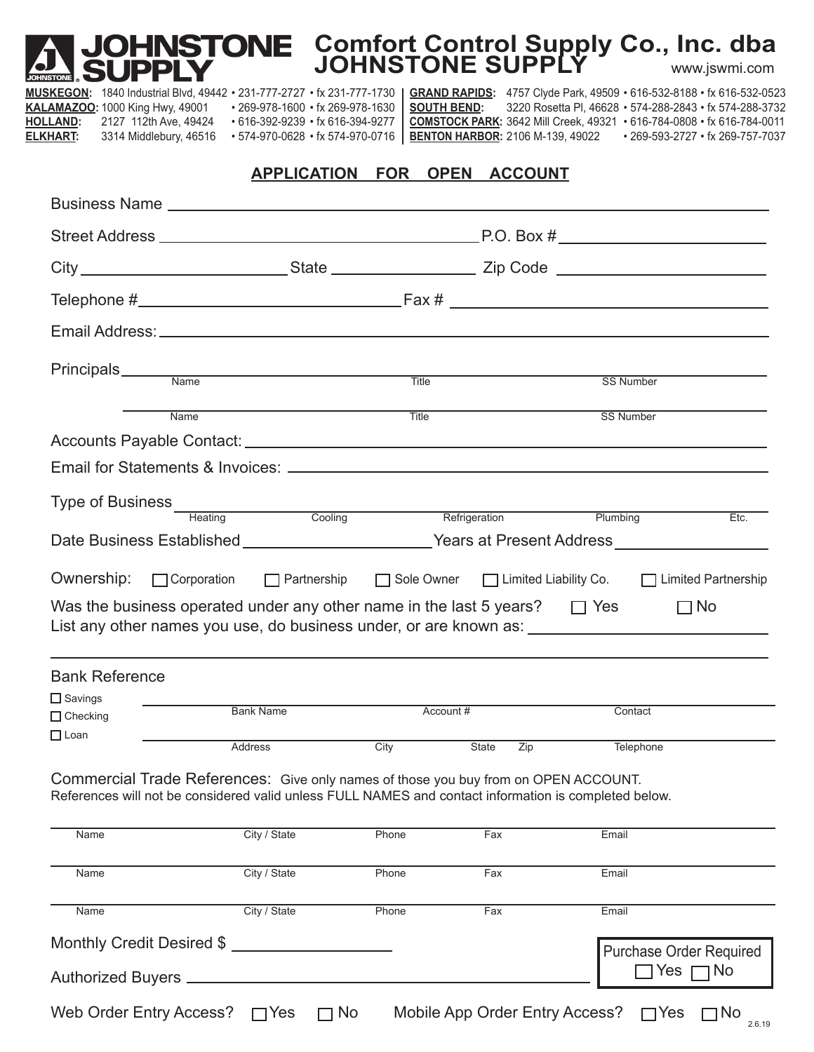# JOHNSTONE SUPPLY

## Comfort Control Supply Co., Inc. dba JOHNSTONE SUPPLY

www.jswmi.com

**MUSKEGON:** 1840 Industrial Blvd, 49442 • 231-777-2727 • fx 231-777-1730
**KALAMAZOO:** 1000 King Hwy, 49001 • 269-978-1600 • fx 269-978-1630
**HOLLAND:** 2127 112th Ave, 49424 • 616-392-9239 • fx 616-394-9277
**ELKHART:** 3314 Middlebury, 46516 • 574-970-0628 • fx 574-970-0716
**GRAND RAPIDS:** 4757 Clyde Park, 49509 • 616-532-8188 • fx 616-532-0523
**SOUTH BEND:** 3220 Rosetta Pl, 46628 • 574-288-2843 • fx 574-288-3732
**COMSTOCK PARK:** 3642 Mill Creek, 49321 • 616-784-0808 • fx 616-784-0011
**BENTON HARBOR:** 2106 M-139, 49022 • 269-593-2727 • fx 269-757-7037

## APPLICATION FOR OPEN ACCOUNT

Business Name ______________________________

Street Address ______________________________ P.O. Box # ______________

City ______________ State ______________ Zip Code ______________

Telephone # ______________ Fax # ______________

Email Address: ______________________________

Principals

| Name | Title | SS Number |
|---|---|---|
| | | |
| | | |

Accounts Payable Contact: ______________________________

Email for Statements & Invoices: ______________________________

Type of Business ______________________________
Heating Cooling Refrigeration Plumbing Etc.

Date Business Established ______________ Years at Present Address ______________

Ownership: ☐ Corporation ☐ Partnership ☐ Sole Owner ☐ Limited Liability Co. ☐ Limited Partnership

Was the business operated under any other name in the last 5 years? ☐ Yes ☐ No
List any other names you use, do business under, or are known as: ______________________________

______________________________

Bank Reference

☐ Savings
☐ Checking
☐ Loan

| Bank Name | Account # | Contact |
|---|---|---|
| | | |

| Address | City | State | Zip | Telephone |
|---|---|---|---|---|
| | | | | |

Commercial Trade References: Give only names of those you buy from on OPEN ACCOUNT.
References will not be considered valid unless FULL NAMES and contact information is completed below.

| Name | City / State | Phone | Fax | Email |
|---|---|---|---|---|
| | | | | |
| | | | | |
| | | | | |

Monthly Credit Desired $ ______________

Purchase Order Required ☐ Yes ☐ No

Authorized Buyers ______________________________

Web Order Entry Access? ☐ Yes ☐ No Mobile App Order Entry Access? ☐ Yes ☐ No

2.6.19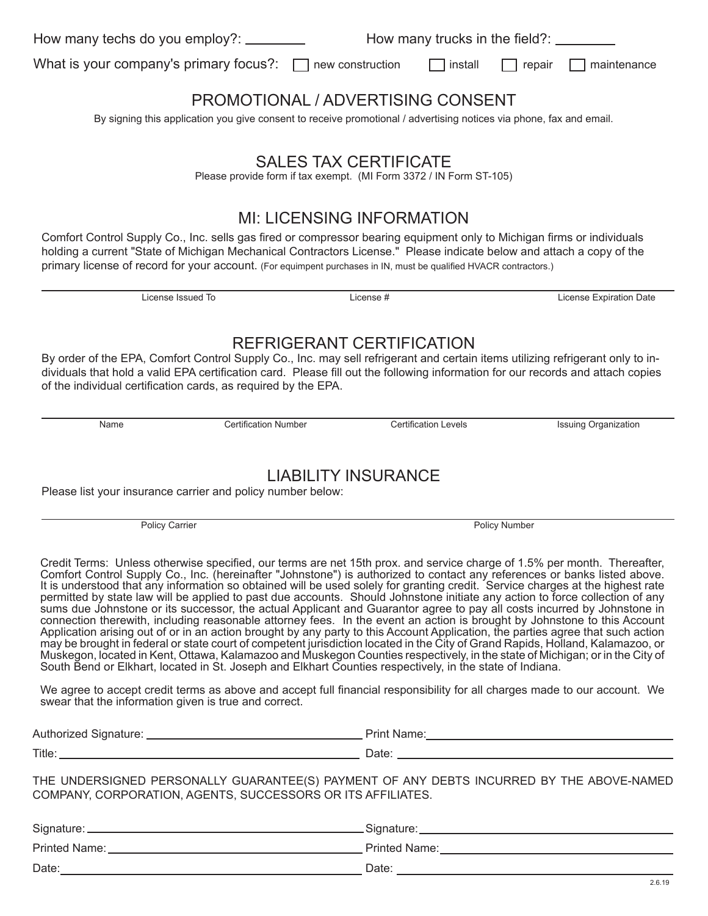How many techs do you employ?: ________ How many trucks in the field?: ________

What is your company's primary focus?: ☐ new construction ☐ install ☐ repair ☐ maintenance

## PROMOTIONAL / ADVERTISING CONSENT

By signing this application you give consent to receive promotional / advertising notices via phone, fax and email.

## SALES TAX CERTIFICATE

Please provide form if tax exempt. (MI Form 3372 / IN Form ST-105)

## MI: LICENSING INFORMATION

Comfort Control Supply Co., Inc. sells gas fired or compressor bearing equipment only to Michigan firms or individuals holding a current "State of Michigan Mechanical Contractors License." Please indicate below and attach a copy of the primary license of record for your account. (For equipment purchases in IN, must be qualified HVACR contractors.)

| License Issued To | License # | License Expiration Date |
|---|---|---|
| | | |

## REFRIGERANT CERTIFICATION

By order of the EPA, Comfort Control Supply Co., Inc. may sell refrigerant and certain items utilizing refrigerant only to individuals that hold a valid EPA certification card. Please fill out the following information for our records and attach copies of the individual certification cards, as required by the EPA.

| Name | Certification Number | Certification Levels | Issuing Organization |
|---|---|---|---|
| | | | |

## LIABILITY INSURANCE

Please list your insurance carrier and policy number below:

| Policy Carrier | Policy Number |
|---|---|
| | |

Credit Terms: Unless otherwise specified, our terms are net 15th prox. and service charge of 1.5% per month. Thereafter, Comfort Control Supply Co., Inc. (hereinafter "Johnstone") is authorized to contact any references or banks listed above. It is understood that any information so obtained will be used solely for granting credit. Service charges at the highest rate permitted by state law will be applied to past due accounts. Should Johnstone initiate any action to force collection of any sums due Johnstone or its successor, the actual Applicant and Guarantor agree to pay all costs incurred by Johnstone in connection therewith, including reasonable attorney fees. In the event an action is brought by Johnstone to this Account Application arising out of or in an action brought by any party to this Account Application, the parties agree that such action may be brought in federal or state court of competent jurisdiction located in the City of Grand Rapids, Holland, Kalamazoo, or Muskegon, located in Kent, Ottawa, Kalamazoo and Muskegon Counties respectively, in the state of Michigan; or in the City of South Bend or Elkhart, located in St. Joseph and Elkhart Counties respectively, in the state of Indiana.

We agree to accept credit terms as above and accept full financial responsibility for all charges made to our account. We swear that the information given is true and correct.

Authorized Signature: ______________________ Print Name: ______________________

Title: ______________________ Date: ______________________

THE UNDERSIGNED PERSONALLY GUARANTEE(S) PAYMENT OF ANY DEBTS INCURRED BY THE ABOVE-NAMED COMPANY, CORPORATION, AGENTS, SUCCESSORS OR ITS AFFILIATES.

Signature: ______________________ Signature: ______________________

Printed Name: ______________________ Printed Name: ______________________

Date: ______________________ Date: ______________________

2.6.19